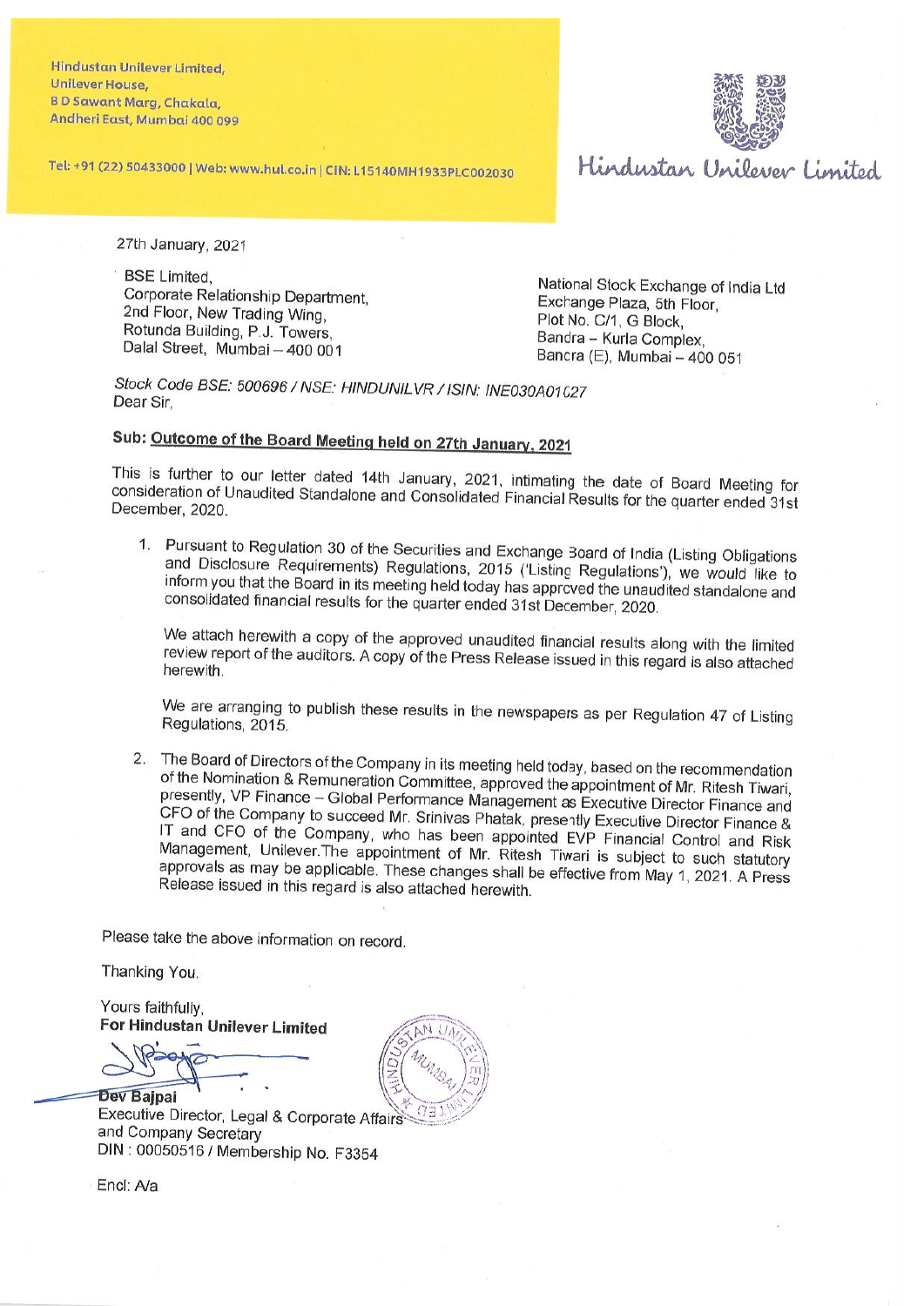Hindustan Unilever Limited,
Unilever House,
B D Sawant Marg, Chakala,
Andheri East, Mumbai 400 099

Tel: +91 (22) 50433000 | Web: www.hul.co.in | CIN: L15140MH1933PLC002030

Hindustan Unilever Limited

27th January, 2021

BSE Limited,
Corporate Relationship Department,
2nd Floor, New Trading Wing,
Rotunda Building, P.J. Towers,
Dalal Street, Mumbai – 400 001

National Stock Exchange of India Ltd
Exchange Plaza, 5th Floor,
Plot No. C/1, G Block,
Bandra – Kurla Complex,
Bandra (E), Mumbai – 400 051

*Stock Code BSE: 500696 / NSE: HINDUNILVR / ISIN: INE030A01027*

Dear Sir,

**Sub: Outcome of the Board Meeting held on 27th January, 2021**

This is further to our letter dated 14th January, 2021, intimating the date of Board Meeting for consideration of Unaudited Standalone and Consolidated Financial Results for the quarter ended 31st December, 2020.

1. Pursuant to Regulation 30 of the Securities and Exchange Board of India (Listing Obligations and Disclosure Requirements) Regulations, 2015 ('Listing Regulations'), we would like to inform you that the Board in its meeting held today has approved the unaudited standalone and consolidated financial results for the quarter ended 31st December, 2020.

   We attach herewith a copy of the approved unaudited financial results along with the limited review report of the auditors. A copy of the Press Release issued in this regard is also attached herewith.

   We are arranging to publish these results in the newspapers as per Regulation 47 of Listing Regulations, 2015.

2. The Board of Directors of the Company in its meeting held today, based on the recommendation of the Nomination & Remuneration Committee, approved the appointment of Mr. Ritesh Tiwari, presently, VP Finance – Global Performance Management as Executive Director Finance and CFO of the Company to succeed Mr. Srinivas Phatak, presently Executive Director Finance & IT and CFO of the Company, who has been appointed EVP Financial Control and Risk Management, Unilever.The appointment of Mr. Ritesh Tiwari is subject to such statutory approvals as may be applicable. These changes shall be effective from May 1, 2021. A Press Release issued in this regard is also attached herewith.

Please take the above information on record.

Thanking You,

Yours faithfully,
**For Hindustan Unilever Limited**

**Dev Bajpai**
Executive Director, Legal & Corporate Affairs
and Company Secretary
DIN : 00050516 / Membership No. F3354

Encl: A/a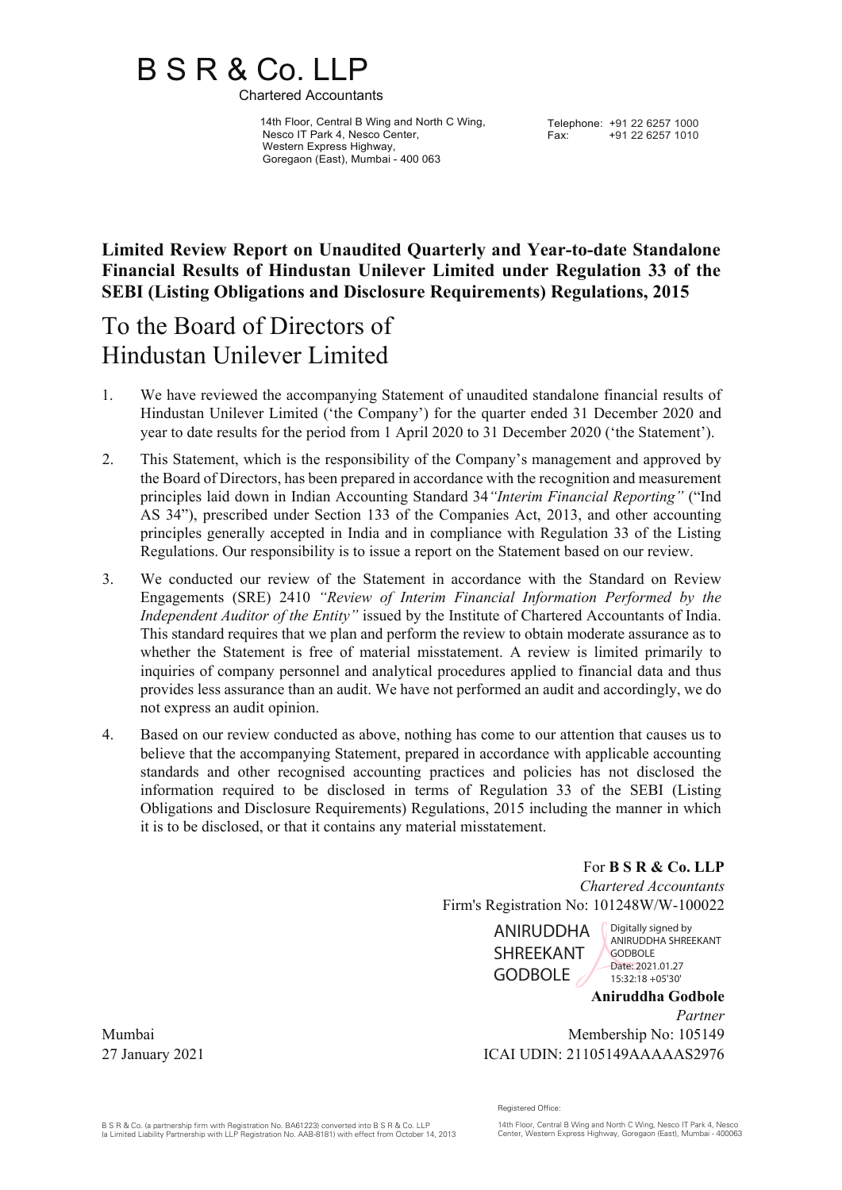# B S R & Co. LLP

Chartered Accountants

14th Floor, Central B Wing and North C Wing,
Nesco IT Park 4, Nesco Center,
Western Express Highway,
Goregaon (East), Mumbai - 400 063

Telephone: +91 22 6257 1000
Fax: +91 22 6257 1010

**Limited Review Report on Unaudited Quarterly and Year-to-date Standalone Financial Results of Hindustan Unilever Limited under Regulation 33 of the SEBI (Listing Obligations and Disclosure Requirements) Regulations, 2015**

## To the Board of Directors of Hindustan Unilever Limited

1. We have reviewed the accompanying Statement of unaudited standalone financial results of Hindustan Unilever Limited ('the Company') for the quarter ended 31 December 2020 and year to date results for the period from 1 April 2020 to 31 December 2020 ('the Statement').

2. This Statement, which is the responsibility of the Company's management and approved by the Board of Directors, has been prepared in accordance with the recognition and measurement principles laid down in Indian Accounting Standard 34 *"Interim Financial Reporting"* ("Ind AS 34"), prescribed under Section 133 of the Companies Act, 2013, and other accounting principles generally accepted in India and in compliance with Regulation 33 of the Listing Regulations. Our responsibility is to issue a report on the Statement based on our review.

3. We conducted our review of the Statement in accordance with the Standard on Review Engagements (SRE) 2410 *"Review of Interim Financial Information Performed by the Independent Auditor of the Entity"* issued by the Institute of Chartered Accountants of India. This standard requires that we plan and perform the review to obtain moderate assurance as to whether the Statement is free of material misstatement. A review is limited primarily to inquiries of company personnel and analytical procedures applied to financial data and thus provides less assurance than an audit. We have not performed an audit and accordingly, we do not express an audit opinion.

4. Based on our review conducted as above, nothing has come to our attention that causes us to believe that the accompanying Statement, prepared in accordance with applicable accounting standards and other recognised accounting practices and policies has not disclosed the information required to be disclosed in terms of Regulation 33 of the SEBI (Listing Obligations and Disclosure Requirements) Regulations, 2015 including the manner in which it is to be disclosed, or that it contains any material misstatement.

For **B S R & Co. LLP**
*Chartered Accountants*
Firm's Registration No: 101248W/W-100022

ANIRUDDHA SHREEKANT GODBOLE
Digitally signed by ANIRUDDHA SHREEKANT GODBOLE
Date: 2021.01.27 15:32:18 +05'30'

**Aniruddha Godbole**
*Partner*
Membership No: 105149
ICAI UDIN: 21105149AAAAAS2976

Mumbai
27 January 2021

B S R & Co. (a partnership firm with Registration No. BA61223) converted into B S R & Co. LLP (a Limited Liability Partnership with LLP Registration No. AAB-8181) with effect from October 14, 2013

Registered Office:
14th Floor, Central B Wing and North C Wing, Nesco IT Park 4, Nesco Center, Western Express Highway, Goregaon (East), Mumbai - 400063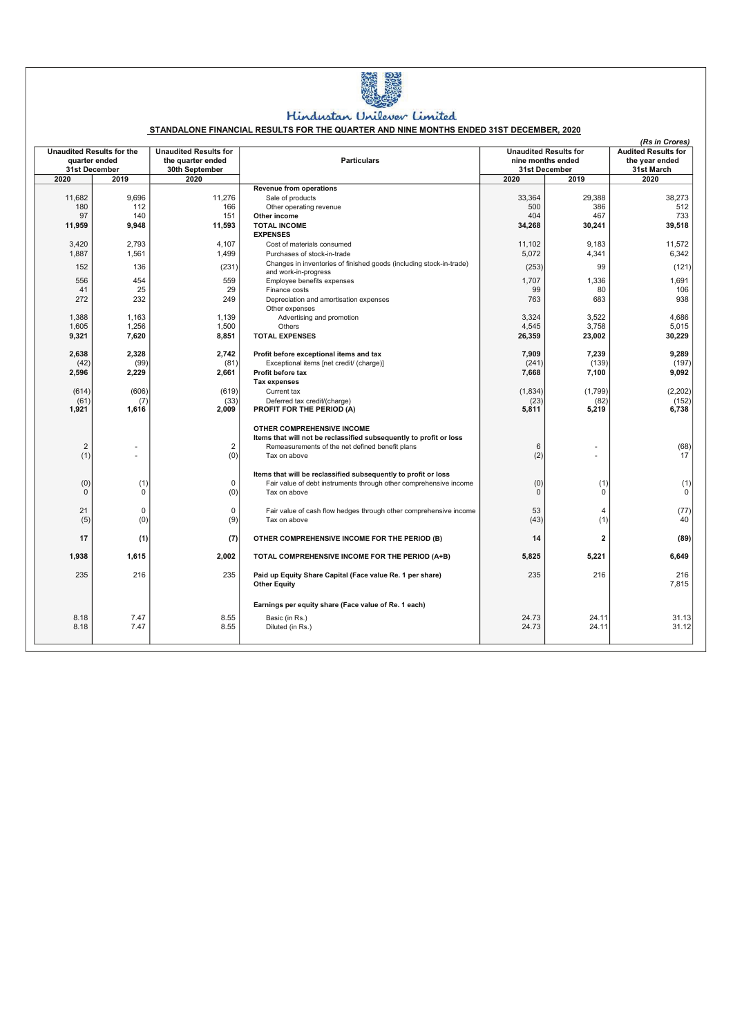Hindustan Unilever Limited

## STANDALONE FINANCIAL RESULTS FOR THE QUARTER AND NINE MONTHS ENDED 31ST DECEMBER, 2020

*(Rs in Crores)*

| Unaudited Results for the quarter ended 31st December | | Unaudited Results for the quarter ended 30th September | Particulars | Unaudited Results for nine months ended 31st December | | Audited Results for the year ended 31st March |
|---|---|---|---|---|---|---|
| 2020 | 2019 | 2020 | | 2020 | 2019 | 2020 |
| | | | **Revenue from operations** | | | |
| 11,682 | 9,696 | 11,276 | Sale of products | 33,364 | 29,388 | 38,273 |
| 180 | 112 | 166 | Other operating revenue | 500 | 386 | 512 |
| 97 | 140 | 151 | **Other income** | 404 | 467 | 733 |
| **11,959** | **9,948** | **11,593** | **TOTAL INCOME** | **34,268** | **30,241** | **39,518** |
| | | | **EXPENSES** | | | |
| 3,420 | 2,793 | 4,107 | Cost of materials consumed | 11,102 | 9,183 | 11,572 |
| 1,887 | 1,561 | 1,499 | Purchases of stock-in-trade | 5,072 | 4,341 | 6,342 |
| 152 | 136 | (231) | Changes in inventories of finished goods (including stock-in-trade) and work-in-progress | (253) | 99 | (121) |
| 556 | 454 | 559 | Employee benefits expenses | 1,707 | 1,336 | 1,691 |
| 41 | 25 | 29 | Finance costs | 99 | 80 | 106 |
| 272 | 232 | 249 | Depreciation and amortisation expenses | 763 | 683 | 938 |
| | | | Other expenses | | | |
| 1,388 | 1,163 | 1,139 | Advertising and promotion | 3,324 | 3,522 | 4,686 |
| 1,605 | 1,256 | 1,500 | Others | 4,545 | 3,758 | 5,015 |
| **9,321** | **7,620** | **8,851** | **TOTAL EXPENSES** | **26,359** | **23,002** | **30,229** |
| **2,638** | **2,328** | **2,742** | **Profit before exceptional items and tax** | **7,909** | **7,239** | **9,289** |
| (42) | (99) | (81) | Exceptional items [net credit/ (charge)] | (241) | (139) | (197) |
| **2,596** | **2,229** | **2,661** | **Profit before tax** | **7,668** | **7,100** | **9,092** |
| | | | **Tax expenses** | | | |
| (614) | (606) | (619) | Current tax | (1,834) | (1,799) | (2,202) |
| (61) | (7) | (33) | Deferred tax credit/(charge) | (23) | (82) | (152) |
| **1,921** | **1,616** | **2,009** | **PROFIT FOR THE PERIOD (A)** | **5,811** | **5,219** | **6,738** |
| | | | **OTHER COMPREHENSIVE INCOME** | | | |
| | | | **Items that will not be reclassified subsequently to profit or loss** | | | |
| 2 | - | 2 | Remeasurements of the net defined benefit plans | 6 | - | (68) |
| (1) | - | (0) | Tax on above | (2) | - | 17 |
| | | | **Items that will be reclassified subsequently to profit or loss** | | | |
| (0) | (1) | 0 | Fair value of debt instruments through other comprehensive income | (0) | (1) | (1) |
| 0 | 0 | (0) | Tax on above | 0 | 0 | 0 |
| 21 | 0 | 0 | Fair value of cash flow hedges through other comprehensive income | 53 | 4 | (77) |
| (5) | (0) | (9) | Tax on above | (43) | (1) | 40 |
| **17** | **(1)** | **(7)** | **OTHER COMPREHENSIVE INCOME FOR THE PERIOD (B)** | **14** | **2** | **(89)** |
| **1,938** | **1,615** | **2,002** | **TOTAL COMPREHENSIVE INCOME FOR THE PERIOD (A+B)** | **5,825** | **5,221** | **6,649** |
| 235 | 216 | 235 | **Paid up Equity Share Capital (Face value Re. 1 per share)** | 235 | 216 | 216 |
| | | | **Other Equity** | | | 7,815 |
| | | | **Earnings per equity share (Face value of Re. 1 each)** | | | |
| 8.18 | 7.47 | 8.55 | Basic (in Rs.) | 24.73 | 24.11 | 31.13 |
| 8.18 | 7.47 | 8.55 | Diluted (in Rs.) | 24.73 | 24.11 | 31.12 |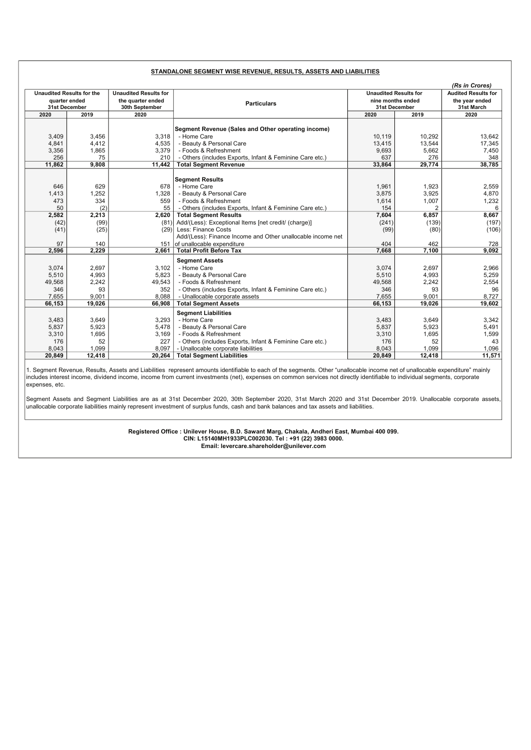## STANDALONE SEGMENT WISE REVENUE, RESULTS, ASSETS AND LIABILITIES

*(Rs in Crores)*

| Unaudited Results for the quarter ended 31st December | | Unaudited Results for the quarter ended 30th September | Particulars | Unaudited Results for nine months ended 31st December | | Audited Results for the year ended 31st March |
|---|---|---|---|---|---|---|
| 2020 | 2019 | 2020 | | 2020 | 2019 | 2020 |
| | | | **Segment Revenue (Sales and Other operating income)** | | | |
| 3,409 | 3,456 | 3,318 | - Home Care | 10,119 | 10,292 | 13,642 |
| 4,841 | 4,412 | 4,535 | - Beauty & Personal Care | 13,415 | 13,544 | 17,345 |
| 3,356 | 1,865 | 3,379 | - Foods & Refreshment | 9,693 | 5,662 | 7,450 |
| 256 | 75 | 210 | - Others (includes Exports, Infant & Feminine Care etc.) | 637 | 276 | 348 |
| **11,862** | **9,808** | **11,442** | **Total Segment Revenue** | **33,864** | **29,774** | **38,785** |
| | | | **Segment Results** | | | |
| 646 | 629 | 678 | - Home Care | 1,961 | 1,923 | 2,559 |
| 1,413 | 1,252 | 1,328 | - Beauty & Personal Care | 3,875 | 3,925 | 4,870 |
| 473 | 334 | 559 | - Foods & Refreshment | 1,614 | 1,007 | 1,232 |
| 50 | (2) | 55 | - Others (includes Exports, Infant & Feminine Care etc.) | 154 | 2 | 6 |
| **2,582** | **2,213** | **2,620** | **Total Segment Results** | **7,604** | **6,857** | **8,667** |
| (42) | (99) | (81) | Add/(Less): Exceptional Items [net credit/ (charge)] | (241) | (139) | (197) |
| (41) | (25) | (29) | Less: Finance Costs | (99) | (80) | (106) |
| 97 | 140 | 151 | Add/(Less): Finance Income and Other unallocable income net of unallocable expenditure | 404 | 462 | 728 |
| **2,596** | **2,229** | **2,661** | **Total Profit Before Tax** | **7,668** | **7,100** | **9,092** |
| | | | **Segment Assets** | | | |
| 3,074 | 2,697 | 3,102 | - Home Care | 3,074 | 2,697 | 2,966 |
| 5,510 | 4,993 | 5,823 | - Beauty & Personal Care | 5,510 | 4,993 | 5,259 |
| 49,568 | 2,242 | 49,543 | - Foods & Refreshment | 49,568 | 2,242 | 2,554 |
| 346 | 93 | 352 | - Others (includes Exports, Infant & Feminine Care etc.) | 346 | 93 | 96 |
| 7,655 | 9,001 | 8,088 | - Unallocable corporate assets | 7,655 | 9,001 | 8,727 |
| **66,153** | **19,026** | **66,908** | **Total Segment Assets** | **66,153** | **19,026** | **19,602** |
| | | | **Segment Liabilities** | | | |
| 3,483 | 3,649 | 3,293 | - Home Care | 3,483 | 3,649 | 3,342 |
| 5,837 | 5,923 | 5,478 | - Beauty & Personal Care | 5,837 | 5,923 | 5,491 |
| 3,310 | 1,695 | 3,169 | - Foods & Refreshment | 3,310 | 1,695 | 1,599 |
| 176 | 52 | 227 | - Others (includes Exports, Infant & Feminine Care etc.) | 176 | 52 | 43 |
| 8,043 | 1,099 | 8,097 | - Unallocable corporate liabilities | 8,043 | 1,099 | 1,096 |
| **20,849** | **12,418** | **20,264** | **Total Segment Liabilities** | **20,849** | **12,418** | **11,571** |

1. Segment Revenue, Results, Assets and Liabilities represent amounts identifiable to each of the segments. Other "unallocable income net of unallocable expenditure" mainly includes interest income, dividend income, income from current investments (net), expenses on common services not directly identifiable to individual segments, corporate expenses, etc.

Segment Assets and Segment Liabilities are as at 31st December 2020, 30th September 2020, 31st March 2020 and 31st December 2019. Unallocable corporate assets, unallocable corporate liabilities mainly represent investment of surplus funds, cash and bank balances and tax assets and liabilities.

**Registered Office : Unilever House, B.D. Sawant Marg, Chakala, Andheri East, Mumbai 400 099.**
**CIN: L15140MH1933PLC002030. Tel : +91 (22) 3983 0000.**
**Email: levercare.shareholder@unilever.com**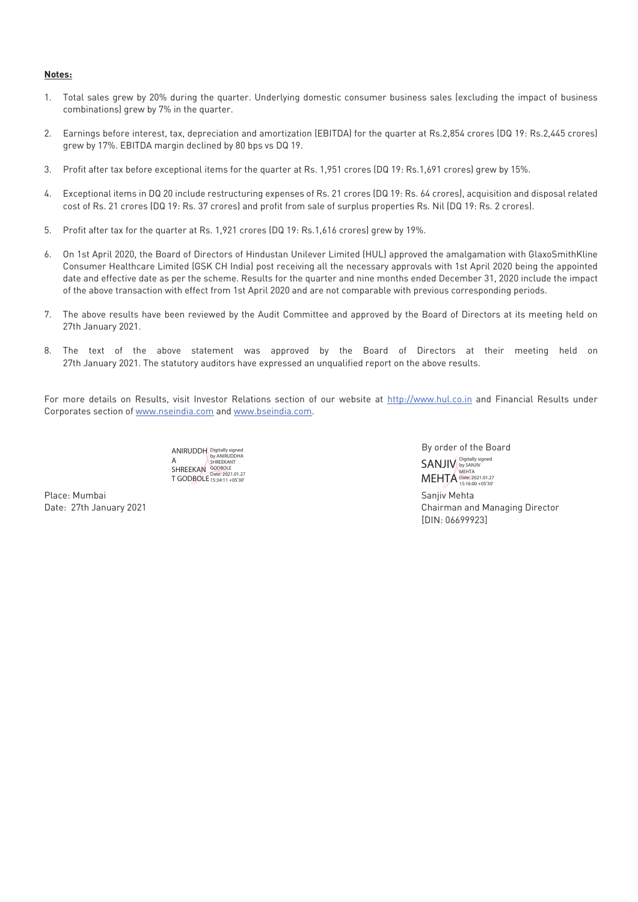**Notes:**

1. Total sales grew by 20% during the quarter. Underlying domestic consumer business sales (excluding the impact of business combinations) grew by 7% in the quarter.

2. Earnings before interest, tax, depreciation and amortization (EBITDA) for the quarter at Rs.2,854 crores (DQ 19: Rs.2,445 crores) grew by 17%. EBITDA margin declined by 80 bps vs DQ 19.

3. Profit after tax before exceptional items for the quarter at Rs. 1,951 crores (DQ 19: Rs.1,691 crores) grew by 15%.

4. Exceptional items in DQ 20 include restructuring expenses of Rs. 21 crores (DQ 19: Rs. 64 crores), acquisition and disposal related cost of Rs. 21 crores (DQ 19: Rs. 37 crores) and profit from sale of surplus properties Rs. Nil (DQ 19: Rs. 2 crores).

5. Profit after tax for the quarter at Rs. 1,921 crores (DQ 19: Rs.1,616 crores) grew by 19%.

6. On 1st April 2020, the Board of Directors of Hindustan Unilever Limited (HUL) approved the amalgamation with GlaxoSmithKline Consumer Healthcare Limited (GSK CH India) post receiving all the necessary approvals with 1st April 2020 being the appointed date and effective date as per the scheme. Results for the quarter and nine months ended December 31, 2020 include the impact of the above transaction with effect from 1st April 2020 and are not comparable with previous corresponding periods.

7. The above results have been reviewed by the Audit Committee and approved by the Board of Directors at its meeting held on 27th January 2021.

8. The text of the above statement was approved by the Board of Directors at their meeting held on 27th January 2021. The statutory auditors have expressed an unqualified report on the above results.

For more details on Results, visit Investor Relations section of our website at http://www.hul.co.in and Financial Results under Corporates section of www.nseindia.com and www.bseindia.com.

ANIRUDDHA SHREEKANT GODBOLE — Digitally signed by ANIRUDDHA SHREEKANT GODBOLE Date: 2021.01.27 15:34:11 +05'30'

By order of the Board

SANJIV MEHTA — Digitally signed by SANJIV MEHTA Date: 2021.01.27 15:16:00 +05'30'

Place: Mumbai
Date: 27th January 2021

Sanjiv Mehta
Chairman and Managing Director
[DIN: 06699923]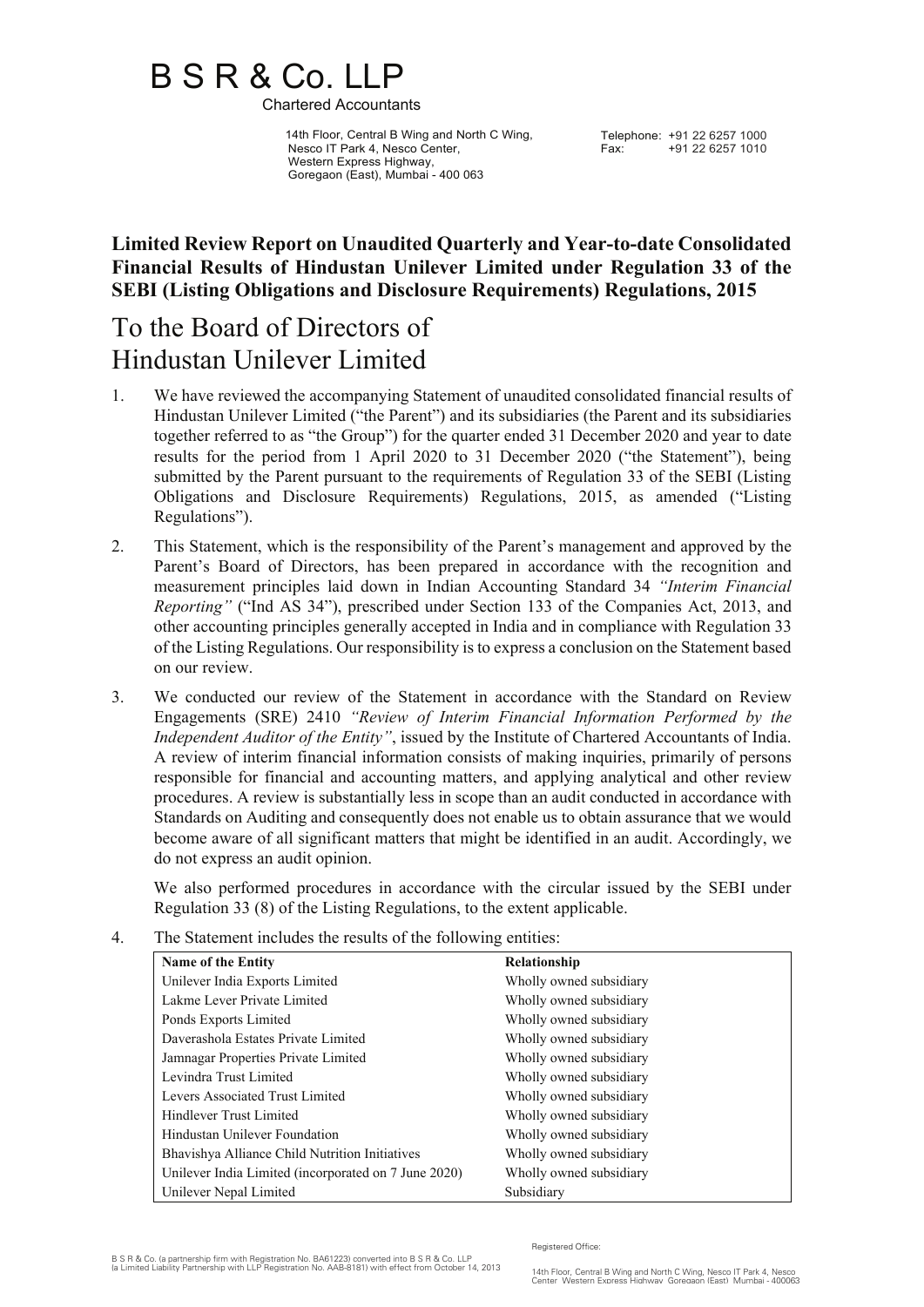# B S R & Co. LLP

Chartered Accountants

14th Floor, Central B Wing and North C Wing,
Nesco IT Park 4, Nesco Center,
Western Express Highway,
Goregaon (East), Mumbai - 400 063

Telephone: +91 22 6257 1000
Fax: +91 22 6257 1010

**Limited Review Report on Unaudited Quarterly and Year-to-date Consolidated Financial Results of Hindustan Unilever Limited under Regulation 33 of the SEBI (Listing Obligations and Disclosure Requirements) Regulations, 2015**

## To the Board of Directors of Hindustan Unilever Limited

1. We have reviewed the accompanying Statement of unaudited consolidated financial results of Hindustan Unilever Limited ("the Parent") and its subsidiaries (the Parent and its subsidiaries together referred to as "the Group") for the quarter ended 31 December 2020 and year to date results for the period from 1 April 2020 to 31 December 2020 ("the Statement"), being submitted by the Parent pursuant to the requirements of Regulation 33 of the SEBI (Listing Obligations and Disclosure Requirements) Regulations, 2015, as amended ("Listing Regulations").

2. This Statement, which is the responsibility of the Parent's management and approved by the Parent's Board of Directors, has been prepared in accordance with the recognition and measurement principles laid down in Indian Accounting Standard 34 *"Interim Financial Reporting"* ("Ind AS 34"), prescribed under Section 133 of the Companies Act, 2013, and other accounting principles generally accepted in India and in compliance with Regulation 33 of the Listing Regulations. Our responsibility is to express a conclusion on the Statement based on our review.

3. We conducted our review of the Statement in accordance with the Standard on Review Engagements (SRE) 2410 *"Review of Interim Financial Information Performed by the Independent Auditor of the Entity"*, issued by the Institute of Chartered Accountants of India. A review of interim financial information consists of making inquiries, primarily of persons responsible for financial and accounting matters, and applying analytical and other review procedures. A review is substantially less in scope than an audit conducted in accordance with Standards on Auditing and consequently does not enable us to obtain assurance that we would become aware of all significant matters that might be identified in an audit. Accordingly, we do not express an audit opinion.

   We also performed procedures in accordance with the circular issued by the SEBI under Regulation 33 (8) of the Listing Regulations, to the extent applicable.

4. The Statement includes the results of the following entities:

| Name of the Entity | Relationship |
|---|---|
| Unilever India Exports Limited | Wholly owned subsidiary |
| Lakme Lever Private Limited | Wholly owned subsidiary |
| Ponds Exports Limited | Wholly owned subsidiary |
| Daverashola Estates Private Limited | Wholly owned subsidiary |
| Jamnagar Properties Private Limited | Wholly owned subsidiary |
| Levindra Trust Limited | Wholly owned subsidiary |
| Levers Associated Trust Limited | Wholly owned subsidiary |
| Hindlever Trust Limited | Wholly owned subsidiary |
| Hindustan Unilever Foundation | Wholly owned subsidiary |
| Bhavishya Alliance Child Nutrition Initiatives | Wholly owned subsidiary |
| Unilever India Limited (incorporated on 7 June 2020) | Wholly owned subsidiary |
| Unilever Nepal Limited | Subsidiary |

B S R & Co. (a partnership firm with Registration No. BA61223) converted into B S R & Co. LLP (a Limited Liability Partnership with LLP Registration No. AAB-8181) with effect from October 14, 2013

Registered Office:

14th Floor, Central B Wing and North C Wing, Nesco IT Park 4, Nesco Center, Western Express Highway, Goregaon (East), Mumbai - 400063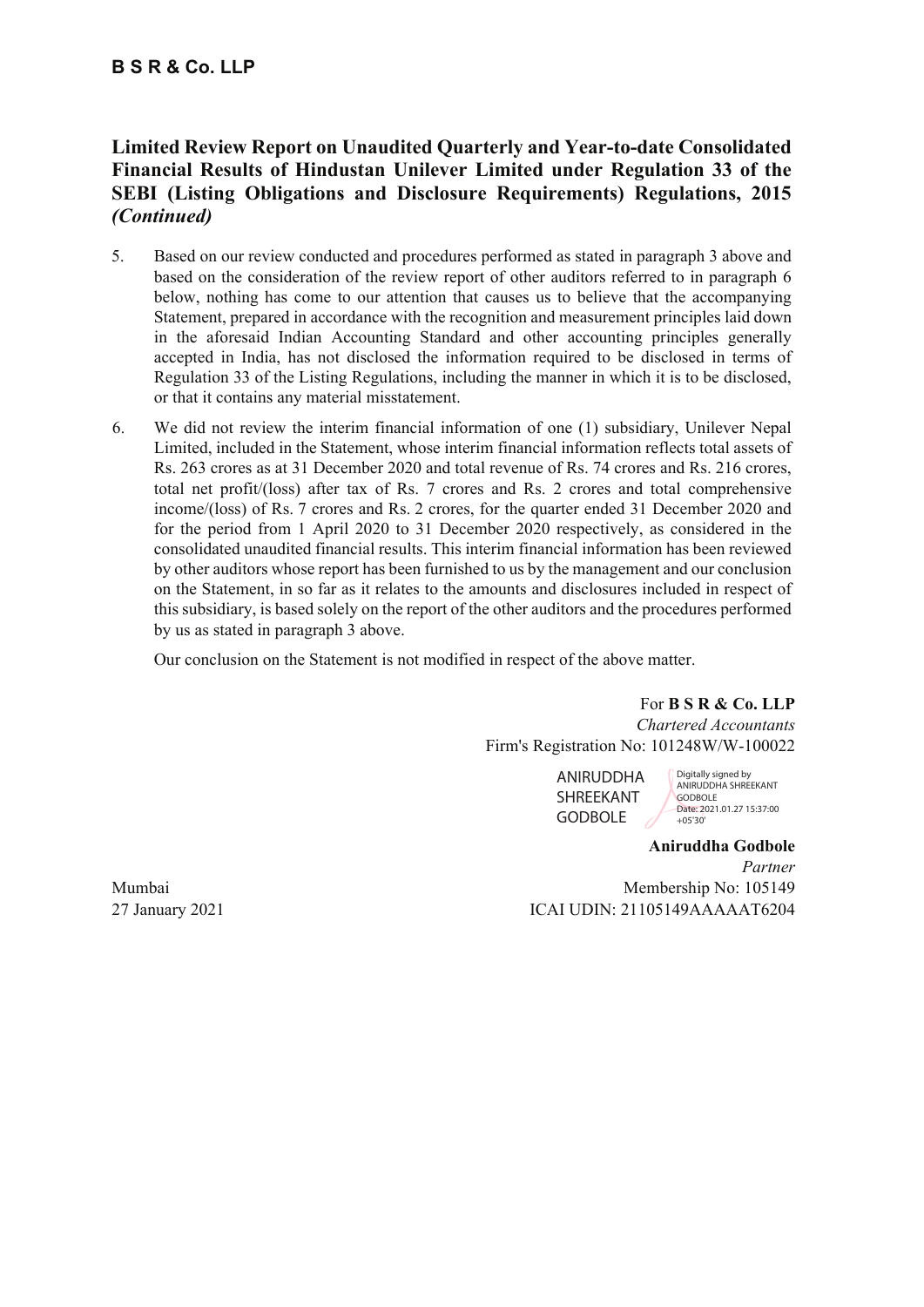**B S R & Co. LLP**

## Limited Review Report on Unaudited Quarterly and Year-to-date Consolidated Financial Results of Hindustan Unilever Limited under Regulation 33 of the SEBI (Listing Obligations and Disclosure Requirements) Regulations, 2015 *(Continued)*

5. Based on our review conducted and procedures performed as stated in paragraph 3 above and based on the consideration of the review report of other auditors referred to in paragraph 6 below, nothing has come to our attention that causes us to believe that the accompanying Statement, prepared in accordance with the recognition and measurement principles laid down in the aforesaid Indian Accounting Standard and other accounting principles generally accepted in India, has not disclosed the information required to be disclosed in terms of Regulation 33 of the Listing Regulations, including the manner in which it is to be disclosed, or that it contains any material misstatement.

6. We did not review the interim financial information of one (1) subsidiary, Unilever Nepal Limited, included in the Statement, whose interim financial information reflects total assets of Rs. 263 crores as at 31 December 2020 and total revenue of Rs. 74 crores and Rs. 216 crores, total net profit/(loss) after tax of Rs. 7 crores and Rs. 2 crores and total comprehensive income/(loss) of Rs. 7 crores and Rs. 2 crores, for the quarter ended 31 December 2020 and for the period from 1 April 2020 to 31 December 2020 respectively, as considered in the consolidated unaudited financial results. This interim financial information has been reviewed by other auditors whose report has been furnished to us by the management and our conclusion on the Statement, in so far as it relates to the amounts and disclosures included in respect of this subsidiary, is based solely on the report of the other auditors and the procedures performed by us as stated in paragraph 3 above.

   Our conclusion on the Statement is not modified in respect of the above matter.

For **B S R & Co. LLP**
*Chartered Accountants*
Firm's Registration No: 101248W/W-100022

ANIRUDDHA SHREEKANT GODBOLE
Digitally signed by ANIRUDDHA SHREEKANT GODBOLE
Date: 2021.01.27 15:37:00 +05'30'

**Aniruddha Godbole**
*Partner*
Membership No: 105149
ICAI UDIN: 21105149AAAAAT6204

Mumbai
27 January 2021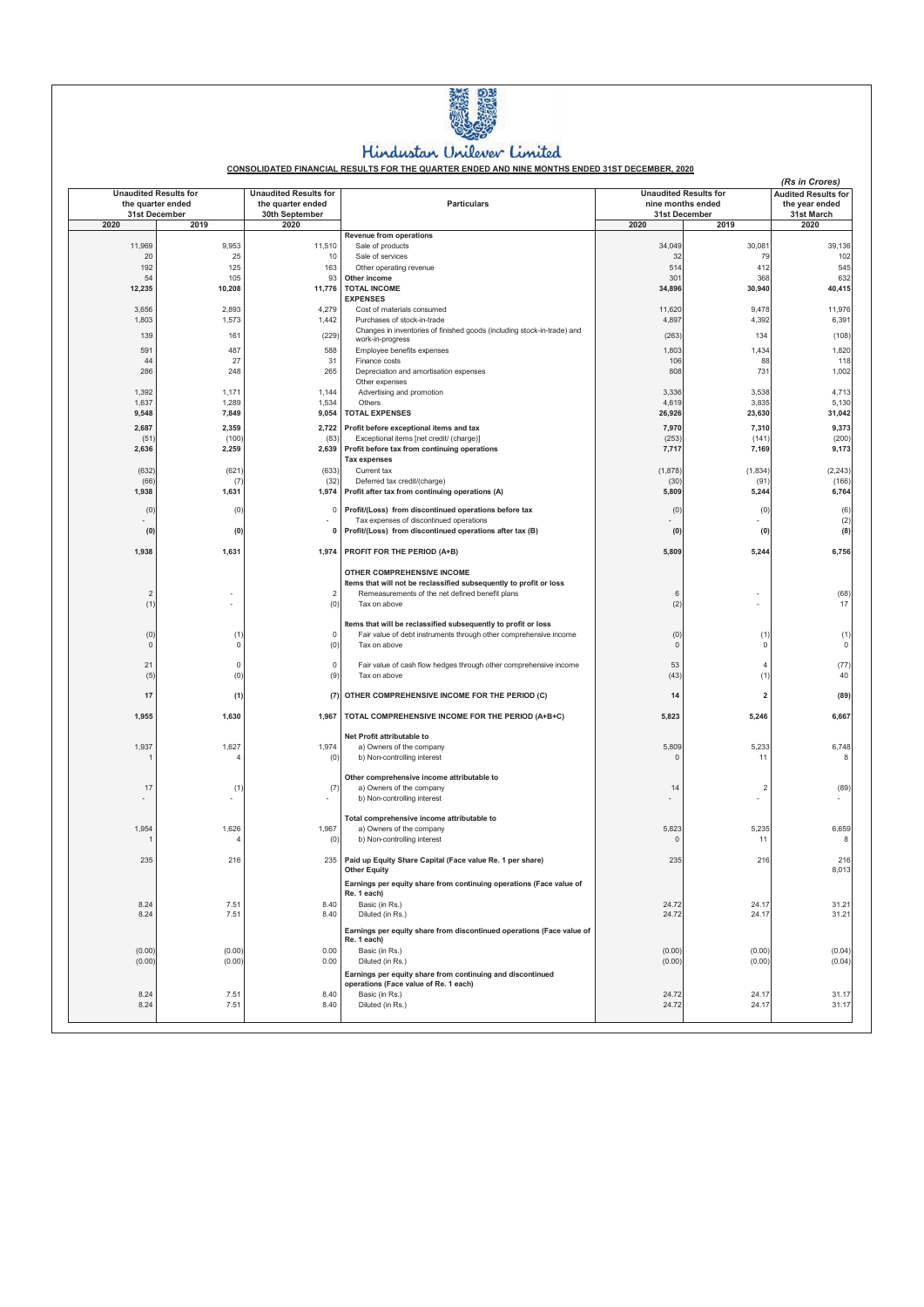# Hindustan Unilever Limited

**CONSOLIDATED FINANCIAL RESULTS FOR THE QUARTER ENDED AND NINE MONTHS ENDED 31ST DECEMBER, 2020**

*(Rs in Crores)*

| Unaudited Results for the quarter ended 31st December | | Unaudited Results for the quarter ended 30th September | Particulars | Unaudited Results for nine months ended 31st December | | Audited Results for the year ended 31st March |
|---|---|---|---|---|---|---|
| 2020 | 2019 | 2020 | | 2020 | 2019 | 2020 |
| | | | **Revenue from operations** | | | |
| 11,969 | 9,953 | 11,510 | Sale of products | 34,049 | 30,081 | 39,136 |
| 20 | 25 | 10 | Sale of services | 32 | 79 | 102 |
| 192 | 125 | 163 | Other operating revenue | 514 | 412 | 545 |
| 54 | 105 | 93 | **Other income** | 301 | 368 | 632 |
| **12,235** | **10,208** | **11,776** | **TOTAL INCOME** | **34,896** | **30,940** | **40,415** |
| | | | **EXPENSES** | | | |
| 3,656 | 2,893 | 4,279 | Cost of materials consumed | 11,620 | 9,478 | 11,976 |
| 1,803 | 1,573 | 1,442 | Purchases of stock-in-trade | 4,897 | 4,392 | 6,391 |
| 139 | 161 | (229) | Changes in inventories of finished goods (including stock-in-trade) and work-in-progress | (263) | 134 | (108) |
| 591 | 487 | 588 | Employee benefits expenses | 1,803 | 1,434 | 1,820 |
| 44 | 27 | 31 | Finance costs | 106 | 88 | 118 |
| 286 | 248 | 265 | Depreciation and amortisation expenses | 808 | 731 | 1,002 |
| | | | Other expenses | | | |
| 1,392 | 1,171 | 1,144 | Advertising and promotion | 3,336 | 3,538 | 4,713 |
| 1,637 | 1,289 | 1,534 | Others | 4,619 | 3,835 | 5,130 |
| **9,548** | **7,849** | **9,054** | **TOTAL EXPENSES** | **26,926** | **23,630** | **31,042** |
| **2,687** | **2,359** | **2,722** | **Profit before exceptional items and tax** | **7,970** | **7,310** | **9,373** |
| (51) | (100) | (83) | Exceptional items [net credit/ (charge)] | (253) | (141) | (200) |
| **2,636** | **2,259** | **2,639** | **Profit before tax from continuing operations** | **7,717** | **7,169** | **9,173** |
| | | | **Tax expenses** | | | |
| (632) | (621) | (633) | Current tax | (1,878) | (1,834) | (2,243) |
| (66) | (7) | (32) | Deferred tax credit/(charge) | (30) | (91) | (166) |
| **1,938** | **1,631** | **1,974** | **Profit after tax from continuing operations (A)** | **5,809** | **5,244** | **6,764** |
| (0) | (0) | 0 | **Profit/(Loss) from discontinued operations before tax** | (0) | (0) | (6) |
| - | - | - | Tax expenses of discontinued operations | - | - | (2) |
| **(0)** | **(0)** | **0** | **Profit/(Loss) from discontinued operations after tax (B)** | **(0)** | **(0)** | **(8)** |
| **1,938** | **1,631** | **1,974** | **PROFIT FOR THE PERIOD (A+B)** | **5,809** | **5,244** | **6,756** |
| | | | **OTHER COMPREHENSIVE INCOME** | | | |
| | | | **Items that will not be reclassified subsequently to profit or loss** | | | |
| 2 | - | 2 | Remeasurements of the net defined benefit plans | 6 | - | (68) |
| (1) | - | (0) | Tax on above | (2) | - | 17 |
| | | | **Items that will be reclassified subsequently to profit or loss** | | | |
| (0) | (1) | 0 | Fair value of debt instruments through other comprehensive income | (0) | (1) | (1) |
| 0 | 0 | (0) | Tax on above | 0 | 0 | 0 |
| 21 | 0 | 0 | Fair value of cash flow hedges through other comprehensive income | 53 | 4 | (77) |
| (5) | (0) | (9) | Tax on above | (43) | (1) | 40 |
| **17** | **(1)** | **(7)** | **OTHER COMPREHENSIVE INCOME FOR THE PERIOD (C)** | **14** | **2** | **(89)** |
| **1,955** | **1,630** | **1,967** | **TOTAL COMPREHENSIVE INCOME FOR THE PERIOD (A+B+C)** | **5,823** | **5,246** | **6,667** |
| | | | **Net Profit attributable to** | | | |
| 1,937 | 1,627 | 1,974 | a) Owners of the company | 5,809 | 5,233 | 6,748 |
| 1 | 4 | (0) | b) Non-controlling interest | 0 | 11 | 8 |
| | | | **Other comprehensive income attributable to** | | | |
| 17 | (1) | (7) | a) Owners of the company | 14 | 2 | (89) |
| - | - | - | b) Non-controlling interest | - | - | - |
| | | | **Total comprehensive income attributable to** | | | |
| 1,954 | 1,626 | 1,967 | a) Owners of the company | 5,823 | 5,235 | 6,659 |
| 1 | 4 | (0) | b) Non-controlling interest | 0 | 11 | 8 |
| 235 | 216 | 235 | **Paid up Equity Share Capital (Face value Re. 1 per share)** | 235 | 216 | 216 |
| | | | **Other Equity** | | | 8,013 |
| | | | **Earnings per equity share from continuing operations (Face value of Re. 1 each)** | | | |
| 8.24 | 7.51 | 8.40 | Basic (in Rs.) | 24.72 | 24.17 | 31.21 |
| 8.24 | 7.51 | 8.40 | Diluted (in Rs.) | 24.72 | 24.17 | 31.21 |
| | | | **Earnings per equity share from discontinued operations (Face value of Re. 1 each)** | | | |
| (0.00) | (0.00) | 0.00 | Basic (in Rs.) | (0.00) | (0.00) | (0.04) |
| (0.00) | (0.00) | 0.00 | Diluted (in Rs.) | (0.00) | (0.00) | (0.04) |
| | | | **Earnings per equity share from continuing and discontinued operations (Face value of Re. 1 each)** | | | |
| 8.24 | 7.51 | 8.40 | Basic (in Rs.) | 24.72 | 24.17 | 31.17 |
| 8.24 | 7.51 | 8.40 | Diluted (in Rs.) | 24.72 | 24.17 | 31.17 |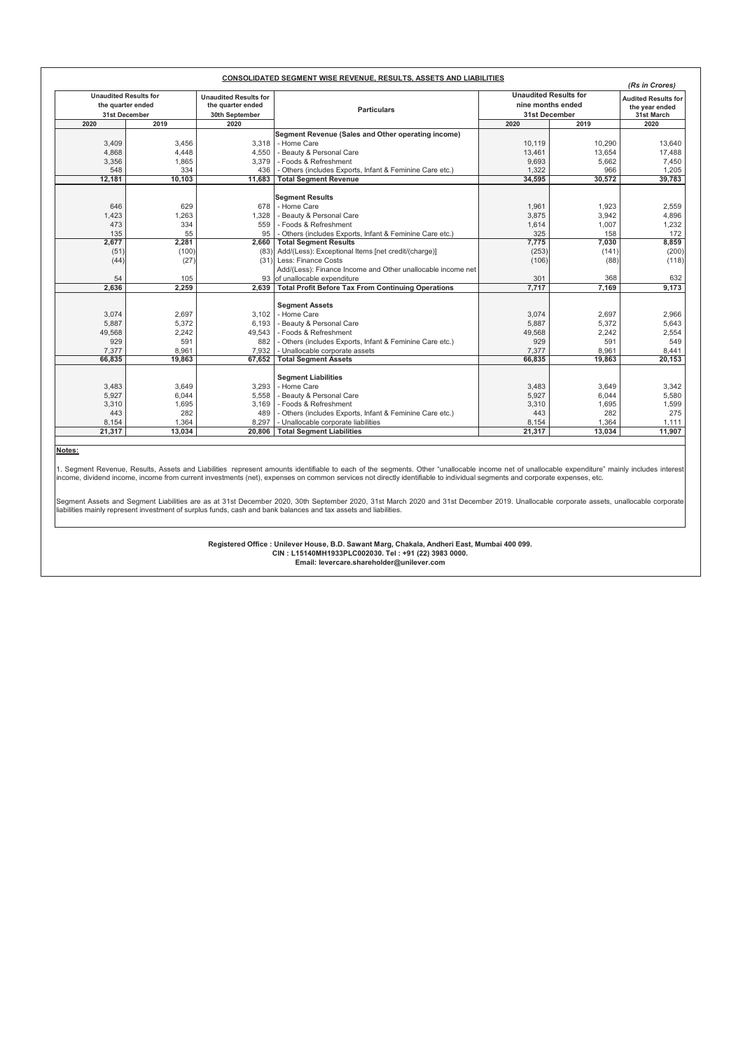## CONSOLIDATED SEGMENT WISE REVENUE, RESULTS, ASSETS AND LIABILITIES

*(Rs in Crores)*

| Unaudited Results for the quarter ended 31st December | | Unaudited Results for the quarter ended 30th September | Particulars | Unaudited Results for nine months ended 31st December | | Audited Results for the year ended 31st March |
|---|---|---|---|---|---|---|
| 2020 | 2019 | 2020 | | 2020 | 2019 | 2020 |
| | | | **Segment Revenue (Sales and Other operating income)** | | | |
| 3,409 | 3,456 | 3,318 | - Home Care | 10,119 | 10,290 | 13,640 |
| 4,868 | 4,448 | 4,550 | - Beauty & Personal Care | 13,461 | 13,654 | 17,488 |
| 3,356 | 1,865 | 3,379 | - Foods & Refreshment | 9,693 | 5,662 | 7,450 |
| 548 | 334 | 436 | - Others (includes Exports, Infant & Feminine Care etc.) | 1,322 | 966 | 1,205 |
| **12,181** | **10,103** | **11,683** | **Total Segment Revenue** | **34,595** | **30,572** | **39,783** |
| | | | **Segment Results** | | | |
| 646 | 629 | 678 | - Home Care | 1,961 | 1,923 | 2,559 |
| 1,423 | 1,263 | 1,328 | - Beauty & Personal Care | 3,875 | 3,942 | 4,896 |
| 473 | 334 | 559 | - Foods & Refreshment | 1,614 | 1,007 | 1,232 |
| 135 | 55 | 95 | - Others (includes Exports, Infant & Feminine Care etc.) | 325 | 158 | 172 |
| **2,677** | **2,281** | **2,660** | **Total Segment Results** | **7,775** | **7,030** | **8,859** |
| (51) | (100) | (83) | Add/(Less): Exceptional Items [net credit/(charge)] | (253) | (141) | (200) |
| (44) | (27) | (31) | Less: Finance Costs | (106) | (88) | (118) |
| 54 | 105 | 93 | Add/(Less): Finance Income and Other unallocable income net of unallocable expenditure | 301 | 368 | 632 |
| **2,636** | **2,259** | **2,639** | **Total Profit Before Tax From Continuing Operations** | **7,717** | **7,169** | **9,173** |
| | | | **Segment Assets** | | | |
| 3,074 | 2,697 | 3,102 | - Home Care | 3,074 | 2,697 | 2,966 |
| 5,887 | 5,372 | 6,193 | - Beauty & Personal Care | 5,887 | 5,372 | 5,643 |
| 49,568 | 2,242 | 49,543 | - Foods & Refreshment | 49,568 | 2,242 | 2,554 |
| 929 | 591 | 882 | - Others (includes Exports, Infant & Feminine Care etc.) | 929 | 591 | 549 |
| 7,377 | 8,961 | 7,932 | - Unallocable corporate assets | 7,377 | 8,961 | 8,441 |
| **66,835** | **19,863** | **67,652** | **Total Segment Assets** | **66,835** | **19,863** | **20,153** |
| | | | **Segment Liabilities** | | | |
| 3,483 | 3,649 | 3,293 | - Home Care | 3,483 | 3,649 | 3,342 |
| 5,927 | 6,044 | 5,558 | - Beauty & Personal Care | 5,927 | 6,044 | 5,580 |
| 3,310 | 1,695 | 3,169 | - Foods & Refreshment | 3,310 | 1,695 | 1,599 |
| 443 | 282 | 489 | - Others (includes Exports, Infant & Feminine Care etc.) | 443 | 282 | 275 |
| 8,154 | 1,364 | 8,297 | - Unallocable corporate liabilities | 8,154 | 1,364 | 1,111 |
| **21,317** | **13,034** | **20,806** | **Total Segment Liabilities** | **21,317** | **13,034** | **11,907** |

**Notes:**

1. Segment Revenue, Results, Assets and Liabilities represent amounts identifiable to each of the segments. Other "unallocable income net of unallocable expenditure" mainly includes interest income, dividend income, income from current investments (net), expenses on common services not directly identifiable to individual segments and corporate expenses, etc.

Segment Assets and Segment Liabilities are as at 31st December 2020, 30th September 2020, 31st March 2020 and 31st December 2019. Unallocable corporate assets, unallocable corporate liabilities mainly represent investment of surplus funds, cash and bank balances and tax assets and liabilities.

**Registered Office : Unilever House, B.D. Sawant Marg, Chakala, Andheri East, Mumbai 400 099.**
**CIN : L15140MH1933PLC002030. Tel : +91 (22) 3983 0000.**
**Email: levercare.shareholder@unilever.com**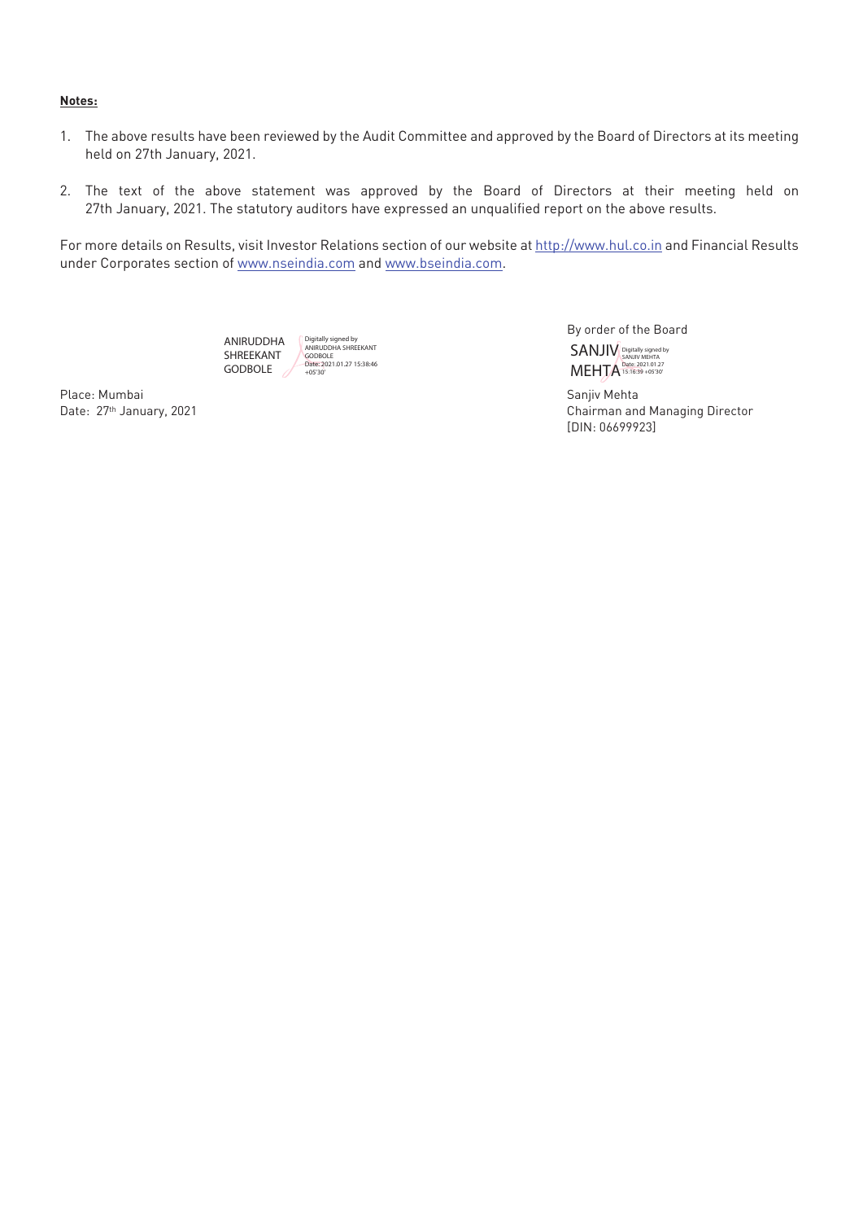**Notes:**

1. The above results have been reviewed by the Audit Committee and approved by the Board of Directors at its meeting held on 27th January, 2021.

2. The text of the above statement was approved by the Board of Directors at their meeting held on 27th January, 2021. The statutory auditors have expressed an unqualified report on the above results.

For more details on Results, visit Investor Relations section of our website at http://www.hul.co.in and Financial Results under Corporates section of www.nseindia.com and www.bseindia.com.

ANIRUDDHA SHREEKANT GODBOLE — Digitally signed by ANIRUDDHA SHREEKANT GODBOLE Date: 2021.01.27 15:38:46 +05'30'

By order of the Board

SANJIV MEHTA — Digitally signed by SANJIV MEHTA Date: 2021.01.27 15:16:39 +05'30'

Place: Mumbai
Date: 27th January, 2021

Sanjiv Mehta
Chairman and Managing Director
[DIN: 06699923]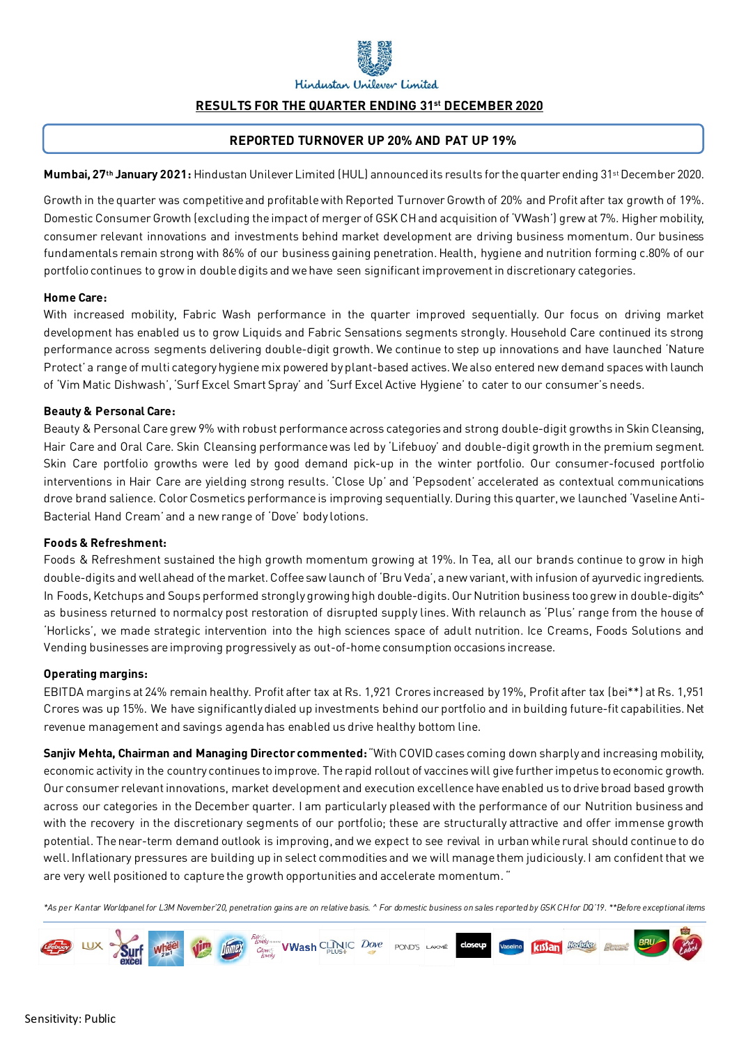Hindustan Unilever Limited

## RESULTS FOR THE QUARTER ENDING 31st DECEMBER 2020

### REPORTED TURNOVER UP 20% AND PAT UP 19%

**Mumbai, 27th January 2021:** Hindustan Unilever Limited (HUL) announced its results for the quarter ending 31st December 2020.

Growth in the quarter was competitive and profitable with Reported Turnover Growth of 20% and Profit after tax growth of 19%. Domestic Consumer Growth (excluding the impact of merger of GSK CH and acquisition of 'VWash') grew at 7%. Higher mobility, consumer relevant innovations and investments behind market development are driving business momentum. Our business fundamentals remain strong with 86% of our business gaining penetration. Health, hygiene and nutrition forming c.80% of our portfolio continues to grow in double digits and we have seen significant improvement in discretionary categories.

**Home Care:**
With increased mobility, Fabric Wash performance in the quarter improved sequentially. Our focus on driving market development has enabled us to grow Liquids and Fabric Sensations segments strongly. Household Care continued its strong performance across segments delivering double-digit growth. We continue to step up innovations and have launched 'Nature Protect' a range of multi category hygiene mix powered by plant-based actives. We also entered new demand spaces with launch of 'Vim Matic Dishwash', 'Surf Excel Smart Spray' and 'Surf Excel Active Hygiene' to cater to our consumer's needs.

**Beauty & Personal Care:**
Beauty & Personal Care grew 9% with robust performance across categories and strong double-digit growths in Skin Cleansing, Hair Care and Oral Care. Skin Cleansing performance was led by 'Lifebuoy' and double-digit growth in the premium segment. Skin Care portfolio growths were led by good demand pick-up in the winter portfolio. Our consumer-focused portfolio interventions in Hair Care are yielding strong results. 'Close Up' and 'Pepsodent' accelerated as contextual communications drove brand salience. Color Cosmetics performance is improving sequentially. During this quarter, we launched 'Vaseline Anti-Bacterial Hand Cream' and a new range of 'Dove' body lotions.

**Foods & Refreshment:**
Foods & Refreshment sustained the high growth momentum growing at 19%. In Tea, all our brands continue to grow in high double-digits and well ahead of the market. Coffee saw launch of 'Bru Veda', a new variant, with infusion of ayurvedic ingredients. In Foods, Ketchups and Soups performed strongly growing high double-digits. Our Nutrition business too grew in double-digits^ as business returned to normalcy post restoration of disrupted supply lines. With relaunch as 'Plus' range from the house of 'Horlicks', we made strategic intervention into the high sciences space of adult nutrition. Ice Creams, Foods Solutions and Vending businesses are improving progressively as out-of-home consumption occasions increase.

**Operating margins:**
EBITDA margins at 24% remain healthy. Profit after tax at Rs. 1,921 Crores increased by 19%, Profit after tax (bei**) at Rs. 1,951 Crores was up 15%. We have significantly dialed up investments behind our portfolio and in building future-fit capabilities. Net revenue management and savings agenda has enabled us drive healthy bottom line.

**Sanjiv Mehta, Chairman and Managing Director commented:** "With COVID cases coming down sharply and increasing mobility, economic activity in the country continues to improve. The rapid rollout of vaccines will give further impetus to economic growth. Our consumer relevant innovations, market development and execution excellence have enabled us to drive broad based growth across our categories in the December quarter. I am particularly pleased with the performance of our Nutrition business and with the recovery in the discretionary segments of our portfolio; these are structurally attractive and offer immense growth potential. The near-term demand outlook is improving, and we expect to see revival in urban while rural should continue to do well. Inflationary pressures are building up in select commodities and we will manage them judiciously. I am confident that we are very well positioned to capture the growth opportunities and accelerate momentum. "

*\*As per Kantar Worldpanel for L3M November'20, penetration gains are on relative basis. ^ For domestic business on sales reported by GSK CH for DQ'19. \*\*Before exceptional items*

Sensitivity: Public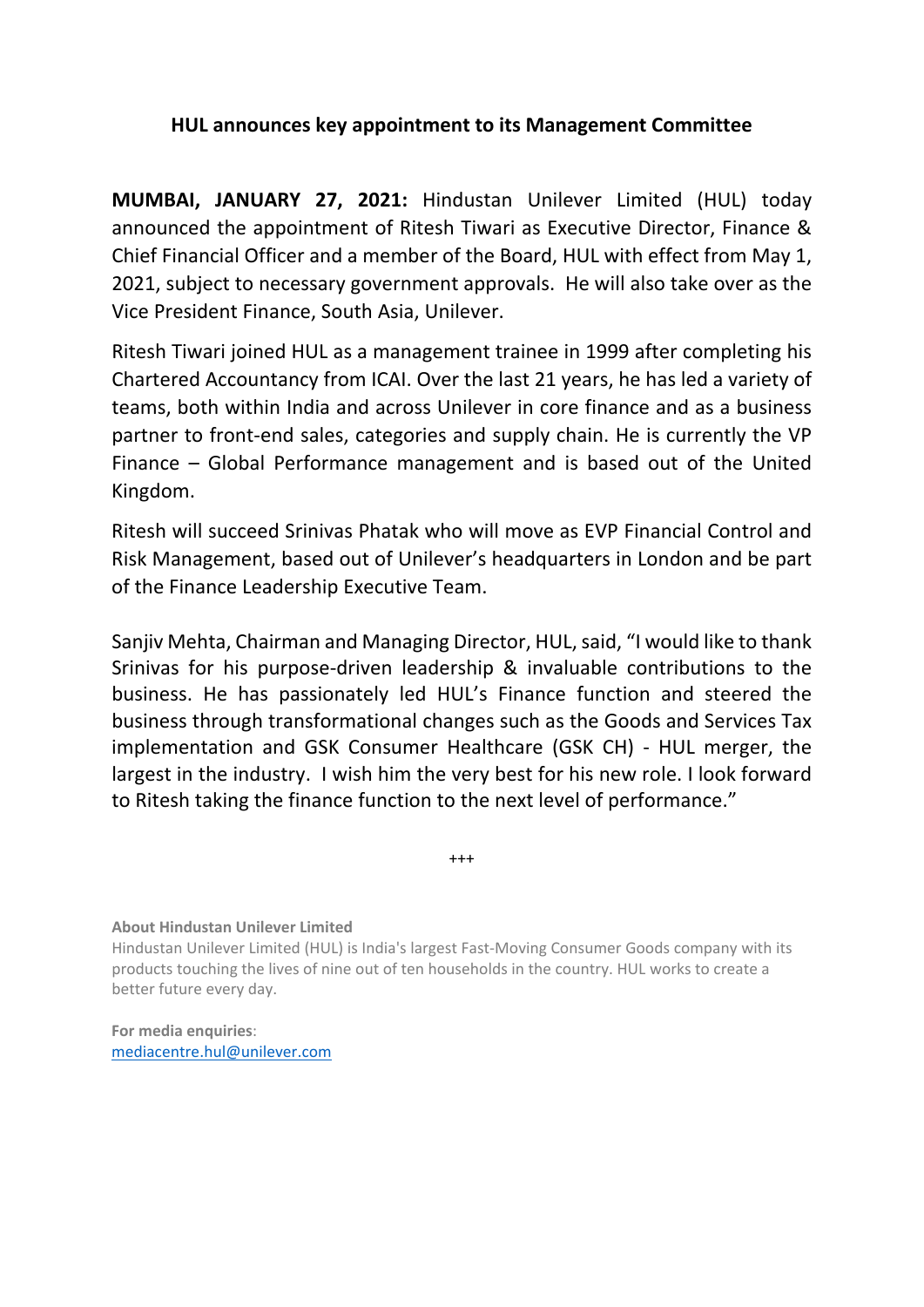# HUL announces key appointment to its Management Committee

**MUMBAI, JANUARY 27, 2021:** Hindustan Unilever Limited (HUL) today announced the appointment of Ritesh Tiwari as Executive Director, Finance & Chief Financial Officer and a member of the Board, HUL with effect from May 1, 2021, subject to necessary government approvals. He will also take over as the Vice President Finance, South Asia, Unilever.

Ritesh Tiwari joined HUL as a management trainee in 1999 after completing his Chartered Accountancy from ICAI. Over the last 21 years, he has led a variety of teams, both within India and across Unilever in core finance and as a business partner to front-end sales, categories and supply chain. He is currently the VP Finance – Global Performance management and is based out of the United Kingdom.

Ritesh will succeed Srinivas Phatak who will move as EVP Financial Control and Risk Management, based out of Unilever's headquarters in London and be part of the Finance Leadership Executive Team.

Sanjiv Mehta, Chairman and Managing Director, HUL, said, "I would like to thank Srinivas for his purpose-driven leadership & invaluable contributions to the business. He has passionately led HUL's Finance function and steered the business through transformational changes such as the Goods and Services Tax implementation and GSK Consumer Healthcare (GSK CH) - HUL merger, the largest in the industry. I wish him the very best for his new role. I look forward to Ritesh taking the finance function to the next level of performance."

+++

**About Hindustan Unilever Limited**

Hindustan Unilever Limited (HUL) is India's largest Fast-Moving Consumer Goods company with its products touching the lives of nine out of ten households in the country. HUL works to create a better future every day.

**For media enquiries**:
mediacentre.hul@unilever.com